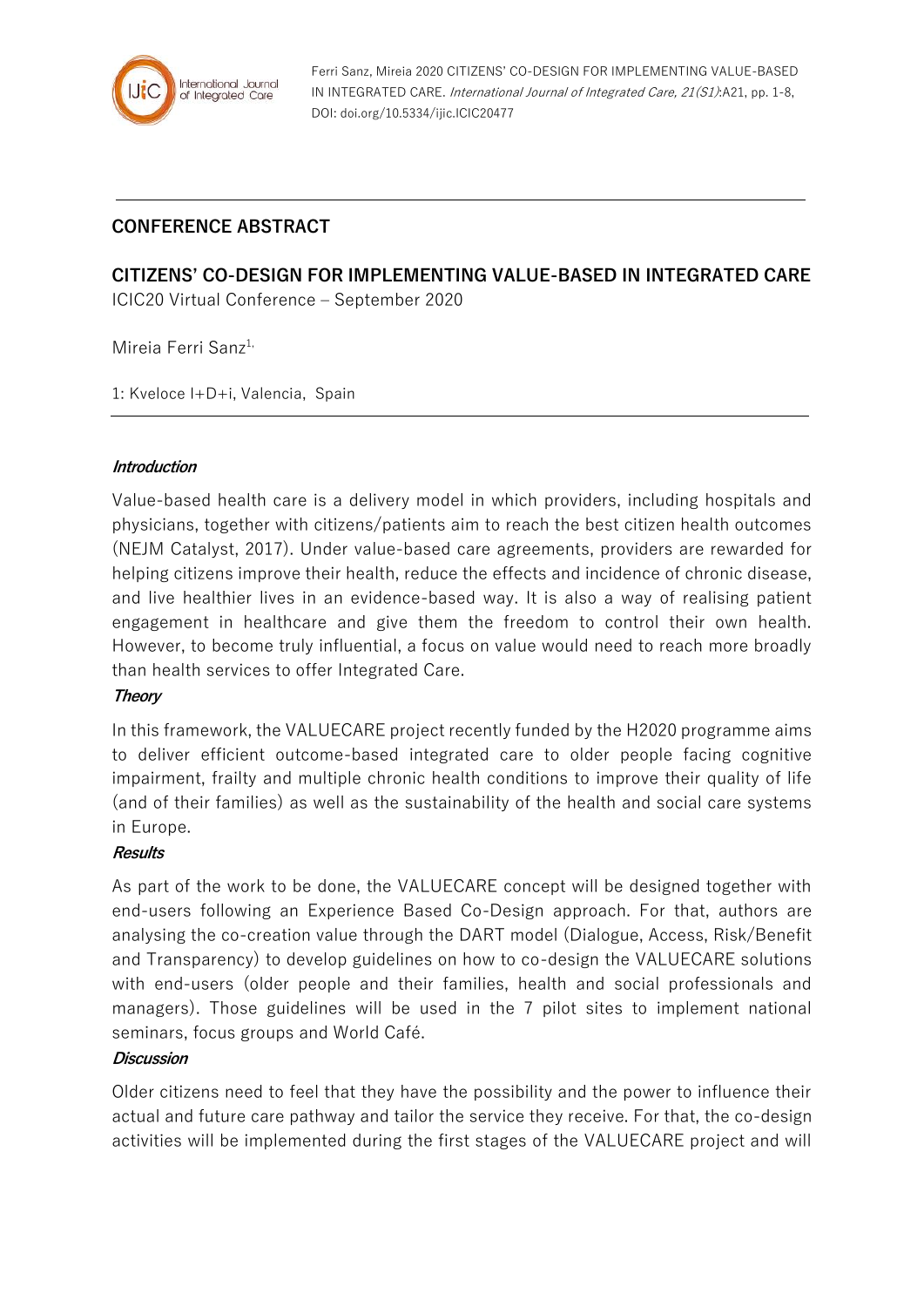Ferri Sanz, Mireia 2020 CITIZENS' CO-DESIGN FOR IMPLEMENTING VALUE-BASED IN INTEGRATED CARE. *International Journal of Integrated Care, 21(S1)*:A21, pp. 1-8, DOI: doi.org/10.5334/ijic.ICIC20477

## CONFERENCE ABSTRACT

# CITIZENS' CO-DESIGN FOR IMPLEMENTING VALUE-BASED IN INTEGRATED CARE

ICIC20 Virtual Conference – September 2020

Mireia Ferri Sanz[1,]

1: Kveloce I+D+i, Valencia, Spain

### *Introduction*

Value-based health care is a delivery model in which providers, including hospitals and physicians, together with citizens/patients aim to reach the best citizen health outcomes (NEJM Catalyst, 2017). Under value-based care agreements, providers are rewarded for helping citizens improve their health, reduce the effects and incidence of chronic disease, and live healthier lives in an evidence-based way. It is also a way of realising patient engagement in healthcare and give them the freedom to control their own health. However, to become truly influential, a focus on value would need to reach more broadly than health services to offer Integrated Care.

### *Theory*

In this framework, the VALUECARE project recently funded by the H2020 programme aims to deliver efficient outcome-based integrated care to older people facing cognitive impairment, frailty and multiple chronic health conditions to improve their quality of life (and of their families) as well as the sustainability of the health and social care systems in Europe.

### *Results*

As part of the work to be done, the VALUECARE concept will be designed together with end-users following an Experience Based Co-Design approach. For that, authors are analysing the co-creation value through the DART model (Dialogue, Access, Risk/Benefit and Transparency) to develop guidelines on how to co-design the VALUECARE solutions with end-users (older people and their families, health and social professionals and managers). Those guidelines will be used in the 7 pilot sites to implement national seminars, focus groups and World Café.

### *Discussion*

Older citizens need to feel that they have the possibility and the power to influence their actual and future care pathway and tailor the service they receive. For that, the co-design activities will be implemented during the first stages of the VALUECARE project and will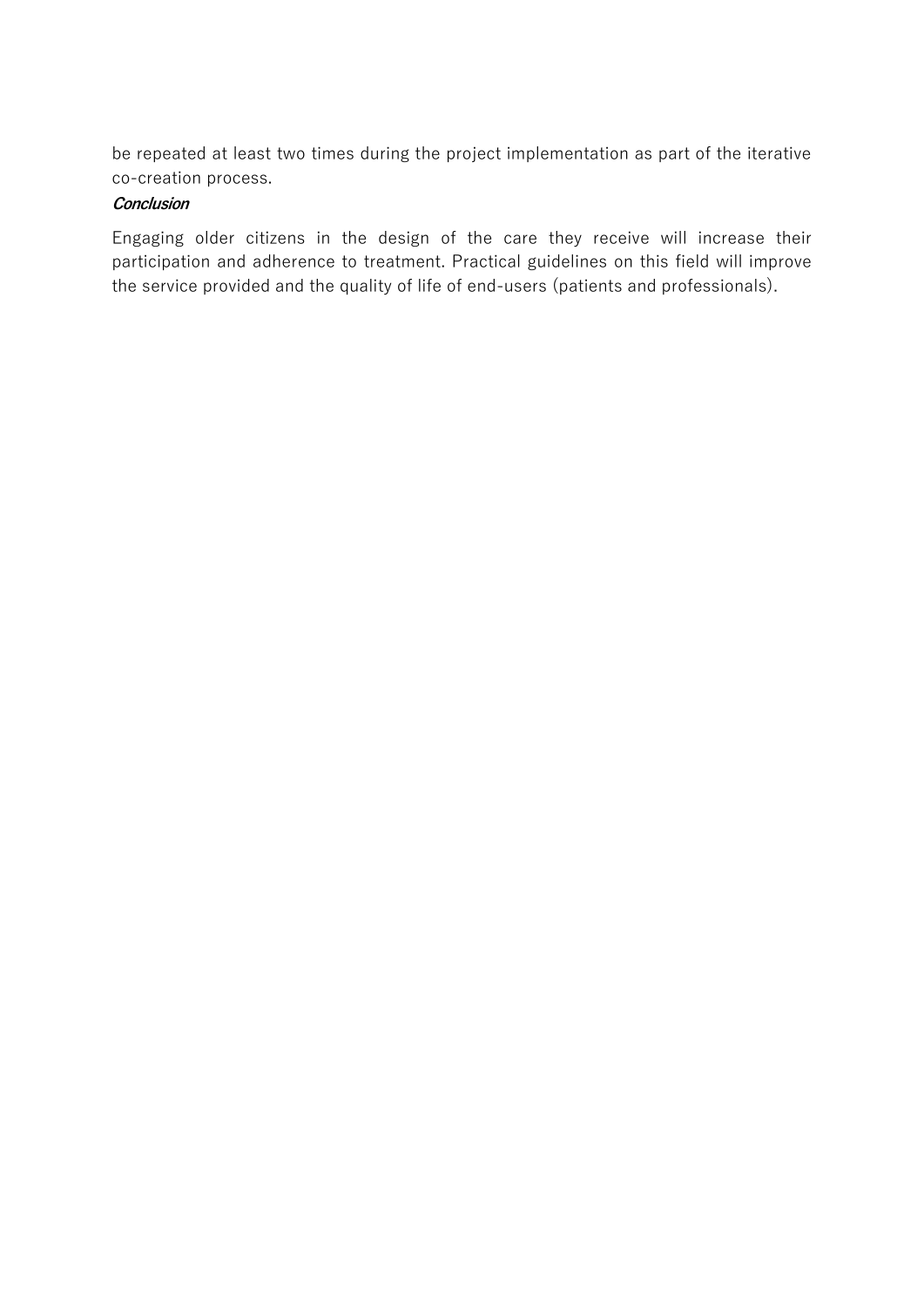be repeated at least two times during the project implementation as part of the iterative co-creation process.

***Conclusion***

Engaging older citizens in the design of the care they receive will increase their participation and adherence to treatment. Practical guidelines on this field will improve the service provided and the quality of life of end-users (patients and professionals).